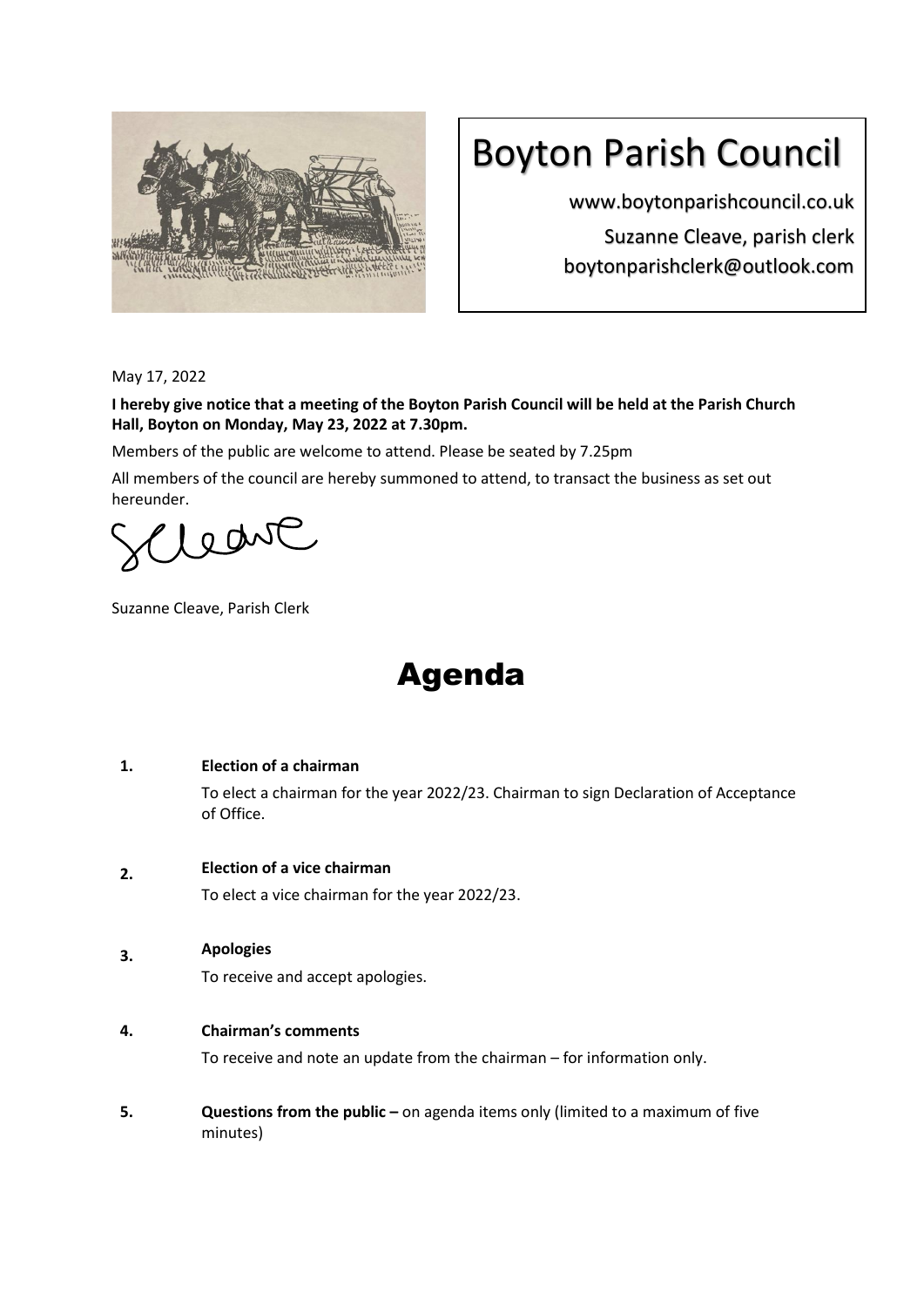# Boyton Parish Council

www.boytonparishcouncil.co.uk

Suzanne Cleave, parish clerk

boytonparishclerk@outlook.com

May 17, 2022

**I hereby give notice that a meeting of the Boyton Parish Council will be held at the Parish Church Hall, Boyton on Monday, May 23, 2022 at 7.30pm.**

Members of the public are welcome to attend. Please be seated by 7.25pm

All members of the council are hereby summoned to attend, to transact the business as set out hereunder.

SCleave

Suzanne Cleave, Parish Clerk

# Agenda

1. **Election of a chairman**

   To elect a chairman for the year 2022/23. Chairman to sign Declaration of Acceptance of Office.

2. **Election of a vice chairman**

   To elect a vice chairman for the year 2022/23.

3. **Apologies**

   To receive and accept apologies.

4. **Chairman's comments**

   To receive and note an update from the chairman – for information only.

5. **Questions from the public –** on agenda items only (limited to a maximum of five minutes)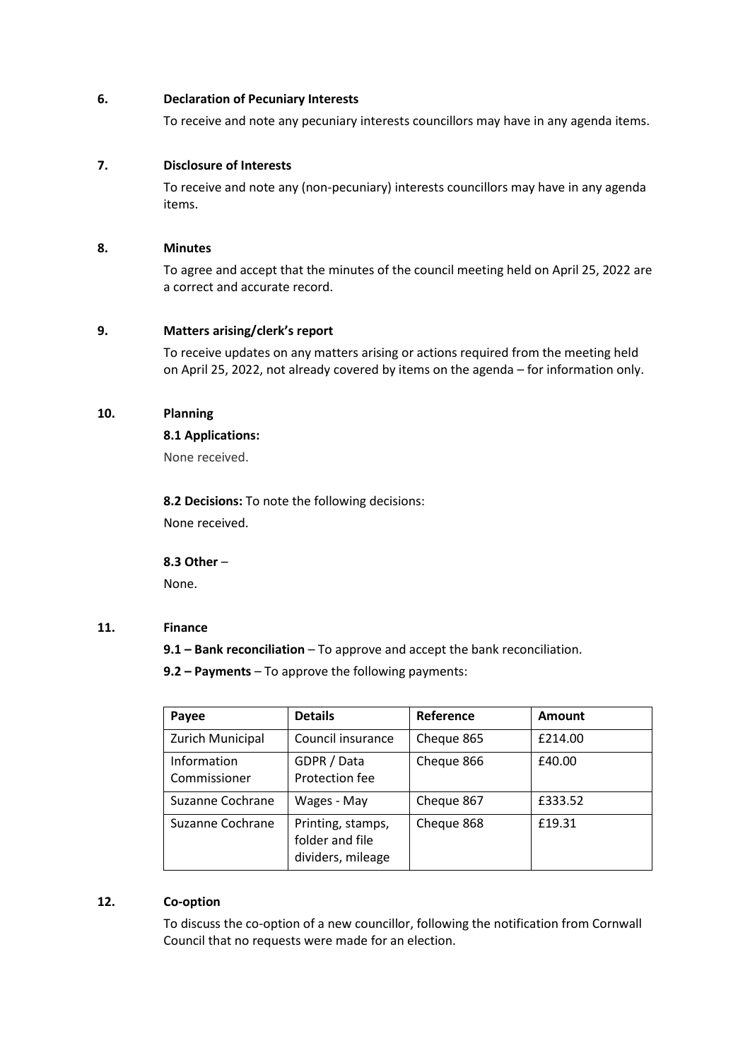### 6. Declaration of Pecuniary Interests

To receive and note any pecuniary interests councillors may have in any agenda items.

### 7. Disclosure of Interests

To receive and note any (non-pecuniary) interests councillors may have in any agenda items.

### 8. Minutes

To agree and accept that the minutes of the council meeting held on April 25, 2022 are a correct and accurate record.

### 9. Matters arising/clerk's report

To receive updates on any matters arising or actions required from the meeting held on April 25, 2022, not already covered by items on the agenda – for information only.

### 10. Planning

**8.1 Applications:**

None received.

**8.2 Decisions:** To note the following decisions:

None received.

**8.3 Other** –

None.

### 11. Finance

**9.1 – Bank reconciliation** – To approve and accept the bank reconciliation.

**9.2 – Payments** – To approve the following payments:

| Payee | Details | Reference | Amount |
|---|---|---|---|
| Zurich Municipal | Council insurance | Cheque 865 | £214.00 |
| Information Commissioner | GDPR / Data Protection fee | Cheque 866 | £40.00 |
| Suzanne Cochrane | Wages - May | Cheque 867 | £333.52 |
| Suzanne Cochrane | Printing, stamps, folder and file dividers, mileage | Cheque 868 | £19.31 |

### 12. Co-option

To discuss the co-option of a new councillor, following the notification from Cornwall Council that no requests were made for an election.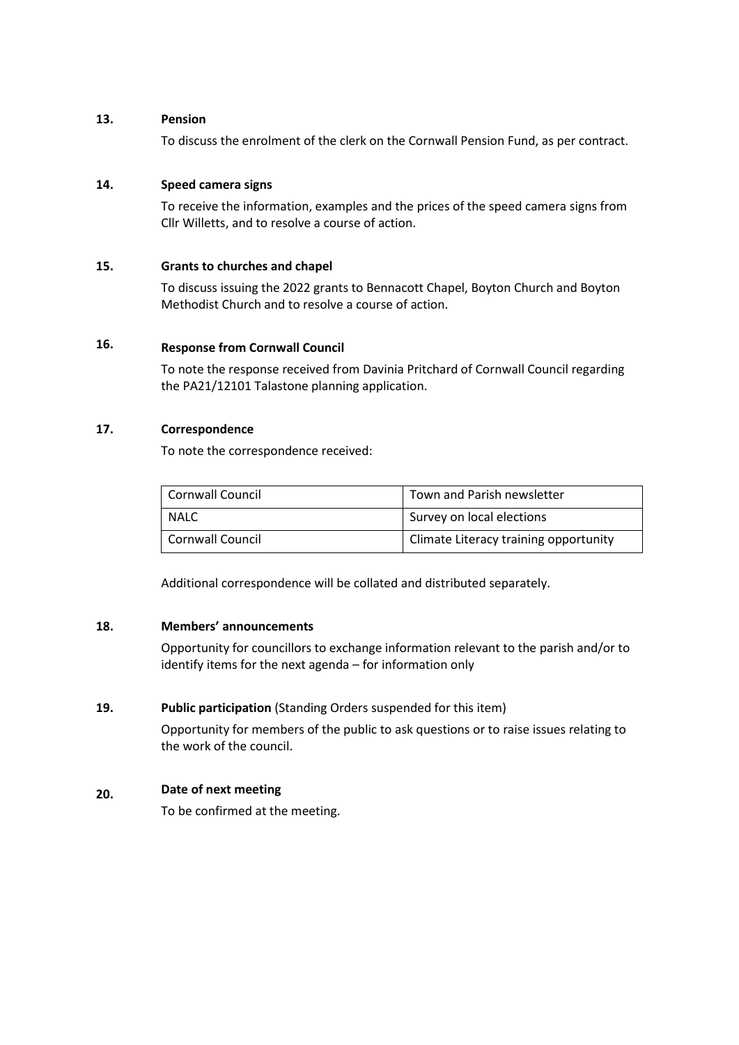**13. Pension**

To discuss the enrolment of the clerk on the Cornwall Pension Fund, as per contract.

**14. Speed camera signs**

To receive the information, examples and the prices of the speed camera signs from Cllr Willetts, and to resolve a course of action.

**15. Grants to churches and chapel**

To discuss issuing the 2022 grants to Bennacott Chapel, Boyton Church and Boyton Methodist Church and to resolve a course of action.

**16. Response from Cornwall Council**

To note the response received from Davinia Pritchard of Cornwall Council regarding the PA21/12101 Talastone planning application.

**17. Correspondence**

To note the correspondence received:

| | |
|---|---|
| Cornwall Council | Town and Parish newsletter |
| NALC | Survey on local elections |
| Cornwall Council | Climate Literacy training opportunity |

Additional correspondence will be collated and distributed separately.

**18. Members' announcements**

Opportunity for councillors to exchange information relevant to the parish and/or to identify items for the next agenda – for information only

**19. Public participation** (Standing Orders suspended for this item)

Opportunity for members of the public to ask questions or to raise issues relating to the work of the council.

**20. Date of next meeting**

To be confirmed at the meeting.